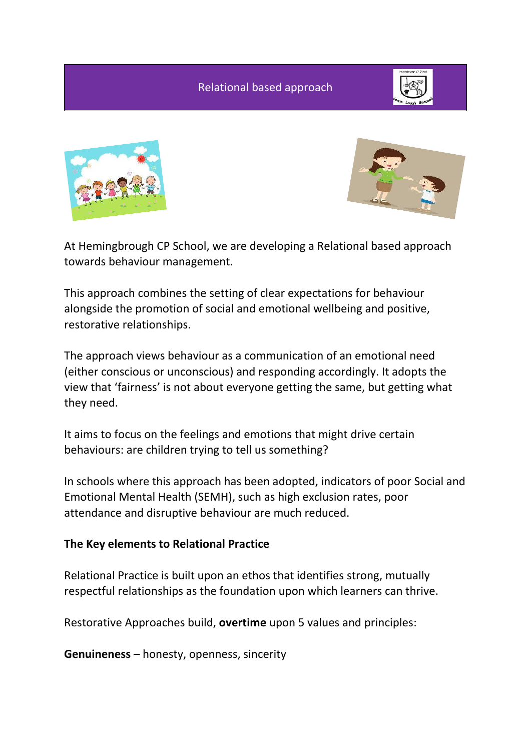# Relational based approach

At Hemingbrough CP School, we are developing a Relational based approach towards behaviour management.

This approach combines the setting of clear expectations for behaviour alongside the promotion of social and emotional wellbeing and positive, restorative relationships.

The approach views behaviour as a communication of an emotional need (either conscious or unconscious) and responding accordingly. It adopts the view that 'fairness' is not about everyone getting the same, but getting what they need.

It aims to focus on the feelings and emotions that might drive certain behaviours: are children trying to tell us something?

In schools where this approach has been adopted, indicators of poor Social and Emotional Mental Health (SEMH), such as high exclusion rates, poor attendance and disruptive behaviour are much reduced.

**The Key elements to Relational Practice**

Relational Practice is built upon an ethos that identifies strong, mutually respectful relationships as the foundation upon which learners can thrive.

Restorative Approaches build, **overtime** upon 5 values and principles:

**Genuineness** – honesty, openness, sincerity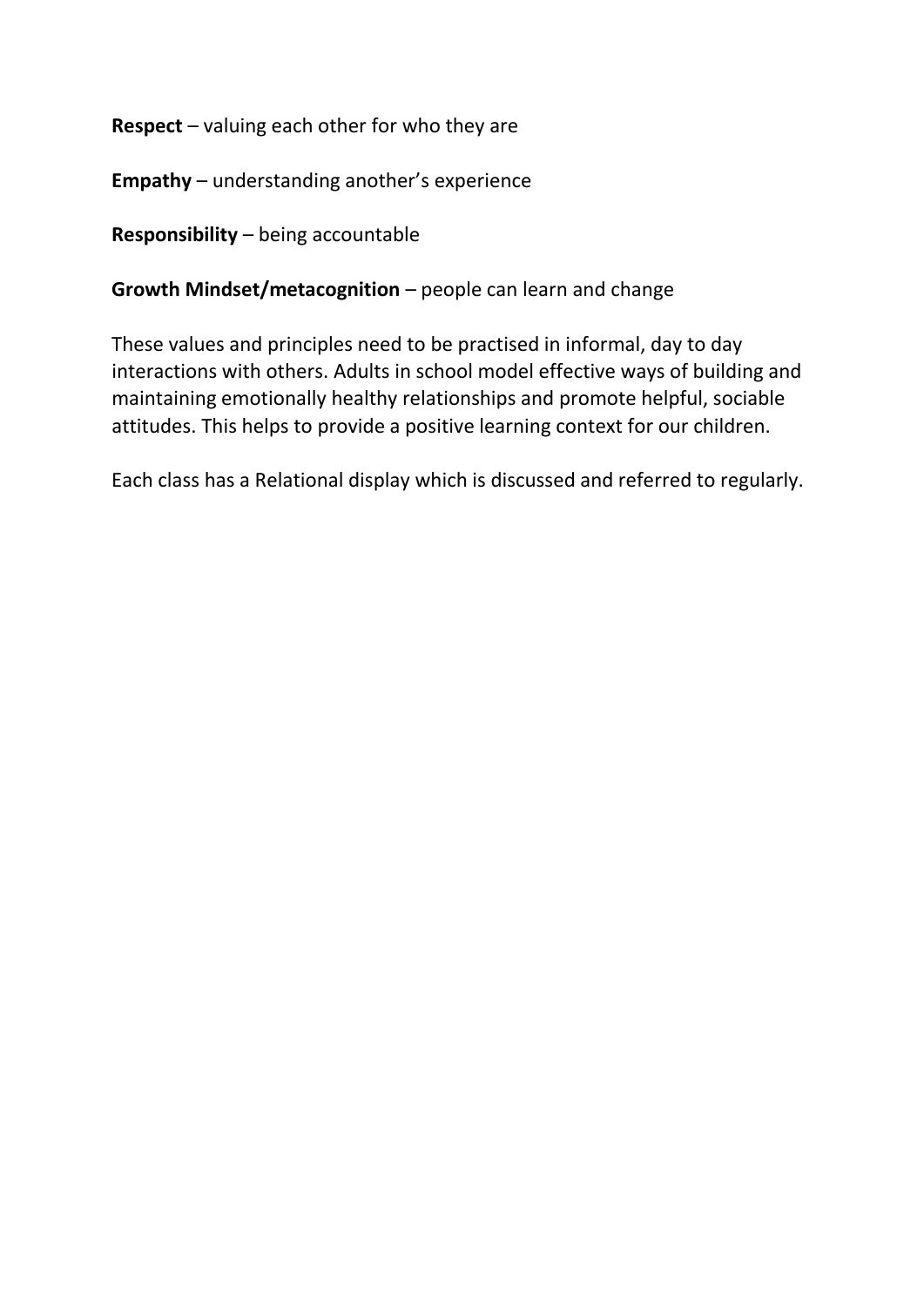**Respect** – valuing each other for who they are

**Empathy** – understanding another's experience

**Responsibility** – being accountable

**Growth Mindset/metacognition** – people can learn and change

These values and principles need to be practised in informal, day to day interactions with others. Adults in school model effective ways of building and maintaining emotionally healthy relationships and promote helpful, sociable attitudes. This helps to provide a positive learning context for our children.

Each class has a Relational display which is discussed and referred to regularly.